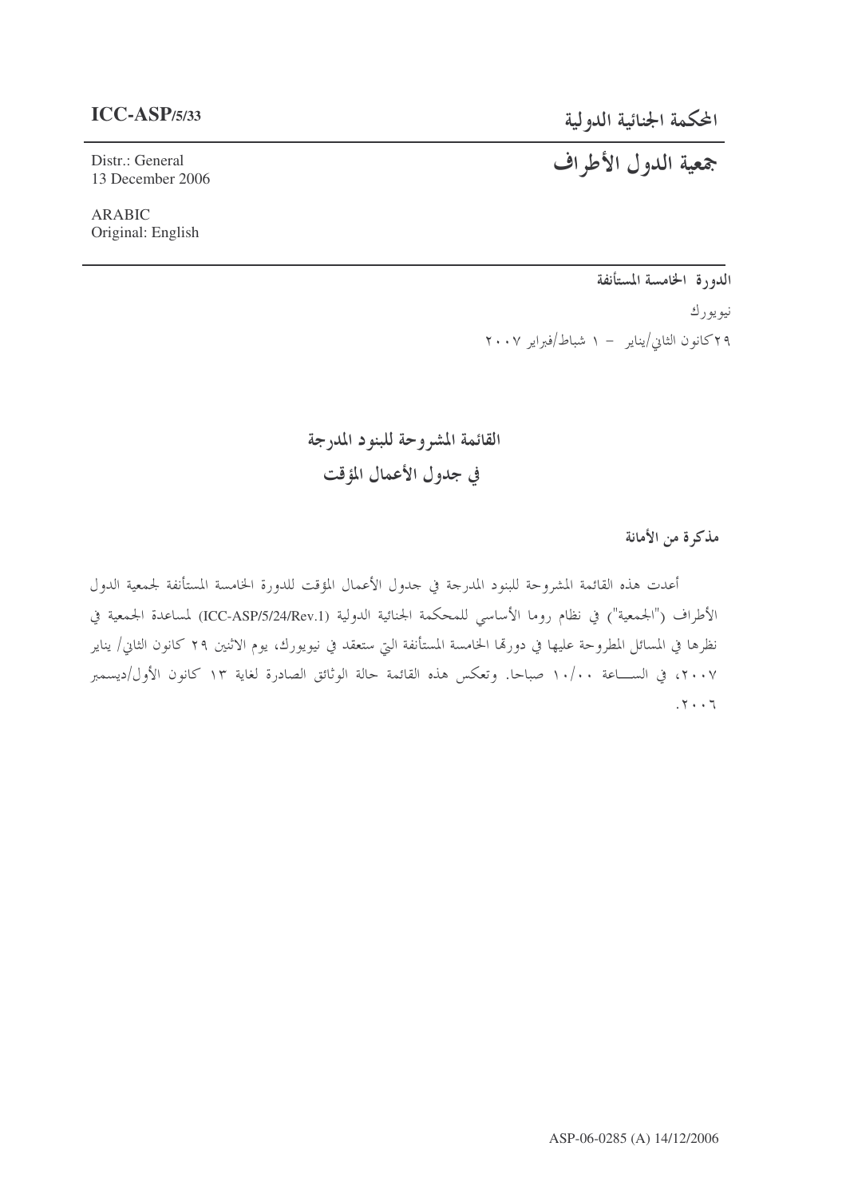**ICC-ASP/5/33**

Distr.: General
13 December 2006

ARABIC
Original: English

# المحكمة الجنائية الدولية

# جمعية الدول الأطراف

**الدورة الخامسة المستأنفة**

نيويورك

٢٩ كانون الثاني/يناير – ١ شباط/فبراير ٢٠٠٧

## القائمة المشروحة للبنود المدرجة في جدول الأعمال المؤقت

### مذكرة من الأمانة

أعدت هذه القائمة المشروحة للبنود المدرجة في جدول الأعمال المؤقت للدورة الخامسة المستأنفة لجمعية الدول الأطراف ("الجمعية") في نظام روما الأساسي للمحكمة الجنائية الدولية (ICC-ASP/5/24/Rev.1) لمساعدة الجمعية في نظرها في المسائل المطروحة عليها في دورتها الخامسة المستأنفة التي ستعقد في نيويورك، يوم الاثنين ٢٩ كانون الثاني/ يناير ٢٠٠٧، في الساعة ١٠/٠٠ صباحا. وتعكس هذه القائمة حالة الوثائق الصادرة لغاية ١٣ كانون الأول/ديسمبر ٢٠٠٦.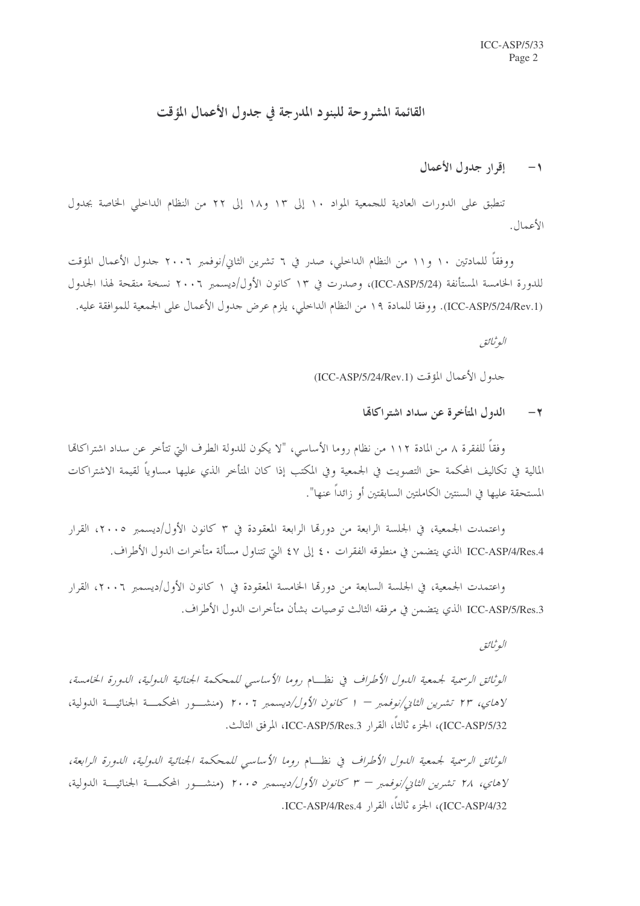# القائمة المشروحة للبنود المدرجة في جدول الأعمال المؤقت

## ١ - إقرار جدول الأعمال

تنطبق على الدورات العادية للجمعية المواد ١٠ إلى ١٣ و١٨ إلى ٢٢ من النظام الداخلي الخاصة بجدول الأعمال.

ووفقاً للمادتين ١٠ و١١ من النظام الداخلي، صدر في ٦ تشرين الثاني/نوفمبر ٢٠٠٦ جدول الأعمال المؤقت للدورة الخامسة المستأنفة (ICC-ASP/5/24)، وصدرت في ١٣ كانون الأول/ديسمبر ٢٠٠٦ نسخة منقحة لهذا الجدول (ICC-ASP/5/24/Rev.1). ووفقا للمادة ١٩ من النظام الداخلي، يلزم عرض جدول الأعمال على الجمعية للموافقة عليه.

*الوثائق*

جدول الأعمال المؤقت (ICC-ASP/5/24/Rev.1)

## ٢ - الدول المتأخرة عن سداد اشتراكاتها

وفقاً للفقرة ٨ من المادة ١١٢ من نظام روما الأساسي، "لا يكون للدولة الطرف التي تتأخر عن سداد اشتراكاتها المالية في تكاليف المحكمة حق التصويت في الجمعية وفي المكتب إذا كان المتأخر الذي عليها مساوياً لقيمة الاشتراكات المستحقة عليها في السنتين الكاملتين السابقتين أو زائداً عنها".

واعتمدت الجمعية، في الجلسة الرابعة من دورتها الرابعة المعقودة في ٣ كانون الأول/ديسمبر ٢٠٠٥، القرار ICC-ASP/4/Res.4 الذي يتضمن في منطوقه الفقرات ٤٠ إلى ٤٧ التي تتناول مسألة متأخرات الدول الأطراف.

واعتمدت الجمعية، في الجلسة السابعة من دورتها الخامسة المعقودة في ١ كانون الأول/ديسمبر ٢٠٠٦، القرار ICC-ASP/5/Res.3 الذي يتضمن في مرفقه الثالث توصيات بشأن متأخرات الدول الأطراف.

*الوثائق*

*الوثائق الرسمية لجمعية الدول الأطراف في نظام روما الأساسي للمحكمة الجنائية الدولية، الدورة الخامسة، لاهاي، ٢٣ تشرين الثاني/نوفمبر – ١ كانون الأول/ديسمبر ٢٠٠٦* (منشور المحكمة الجنائية الدولية، ICC-ASP/5/32)، الجزء ثالثاً، القرار ICC-ASP/5/Res.3، المرفق الثالث.

*الوثائق الرسمية لجمعية الدول الأطراف في نظام روما الأساسي للمحكمة الجنائية الدولية، الدورة الرابعة، لاهاي، ٢٨ تشرين الثاني/نوفمبر – ٣ كانون الأول/ديسمبر ٢٠٠٥* (منشور المحكمة الجنائية الدولية، ICC-ASP/4/32)، الجزء ثالثاً، القرار ICC-ASP/4/Res.4.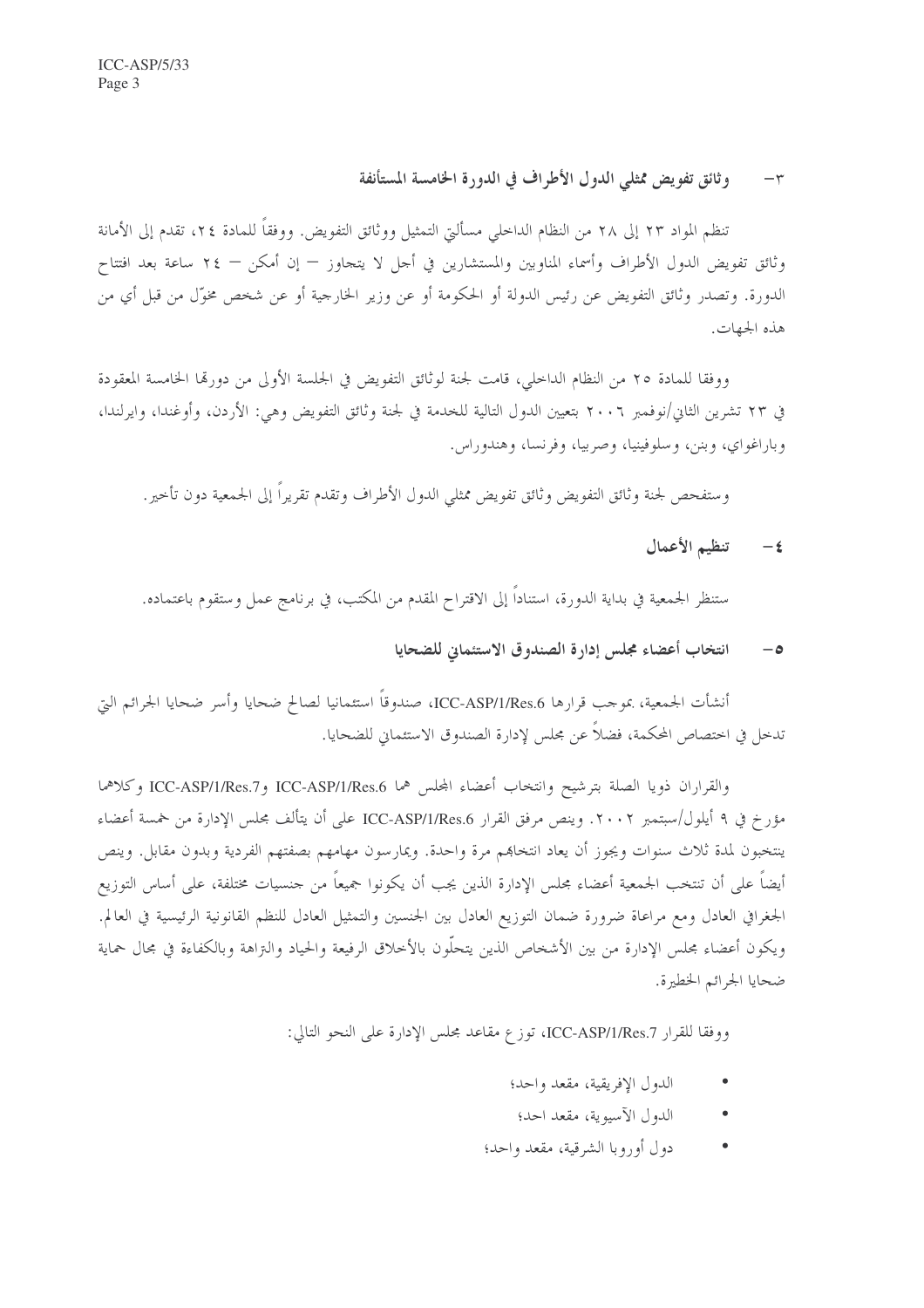### ٣- وثائق تفويض ممثلي الدول الأطراف في الدورة الخامسة المستأنفة

تنظم المواد ٢٣ إلى ٢٨ من النظام الداخلي مسألتي التمثيل ووثائق التفويض. ووفقاً للمادة ٢٤، تقدم إلى الأمانة وثائق تفويض الدول الأطراف وأسماء المناوبين والمستشارين في أجل لا يتجاوز – إن أمكن – ٢٤ ساعة بعد افتتاح الدورة. وتصدر وثائق التفويض عن رئيس الدولة أو الحكومة أو عن وزير الخارجية أو عن شخص مخوّل من قبل أي من هذه الجهات.

ووفقا للمادة ٢٥ من النظام الداخلي، قامت لجنة لوثائق التفويض في الجلسة الأولى من دورتها الخامسة المعقودة في ٢٣ تشرين الثاني/نوفمبر ٢٠٠٦ بتعيين الدول التالية للخدمة في لجنة وثائق التفويض وهي: الأردن، وأوغندا، وايرلندا، وباراغواي، وبنن، وسلوفينيا، وصربيا، وفرنسا، وهندوراس.

وستفحص لجنة وثائق التفويض وثائق تفويض ممثلي الدول الأطراف وتقدم تقريراً إلى الجمعية دون تأخير.

### ٤- تنظيم الأعمال

ستنظر الجمعية في بداية الدورة، استناداً إلى الاقتراح المقدم من المكتب، في برنامج عمل وستقوم باعتماده.

### ٥- انتخاب أعضاء مجلس إدارة الصندوق الاستئماني للضحايا

أنشأت الجمعية، بموجب قرارها ICC-ASP/1/Res.6، صندوقاً استئمانيا لصالح ضحايا وأسر ضحايا الجرائم التي تدخل في اختصاص المحكمة، فضلاً عن مجلس لإدارة الصندوق الاستئماني للضحايا.

والقراران ذويا الصلة بترشيح وانتخاب أعضاء المجلس هما ICC-ASP/1/Res.6 وICC-ASP/1/Res.7 وكلاهما مؤرخ في ٩ أيلول/سبتمبر ٢٠٠٢. وينص مرفق القرار ICC-ASP/1/Res.6 على أن يتألف مجلس الإدارة من خمسة أعضاء ينتخبون لمدة ثلاث سنوات ويجوز أن يعاد انتخابهم مرة واحدة. ويمارسون مهامهم بصفتهم الفردية وبدون مقابل. وينص أيضاً على أن تنتخب الجمعية أعضاء مجلس الإدارة الذين يجب أن يكونوا جميعاً من جنسيات مختلفة، على أساس التوزيع الجغرافي العادل ومع مراعاة ضرورة ضمان التوزيع العادل بين الجنسين والتمثيل العادل للنظم القانونية الرئيسية في العالم. ويكون أعضاء مجلس الإدارة من بين الأشخاص الذين يتحلّون بالأخلاق الرفيعة والحياد والنزاهة وبالكفاءة في مجال حماية ضحايا الجرائم الخطيرة.

ووفقا للقرار ICC-ASP/1/Res.7، توزع مقاعد مجلس الإدارة على النحو التالي:

- الدول الإفريقية، مقعد واحد؛
- الدول الآسيوية، مقعد احد؛
- دول أوروبا الشرقية، مقعد واحد؛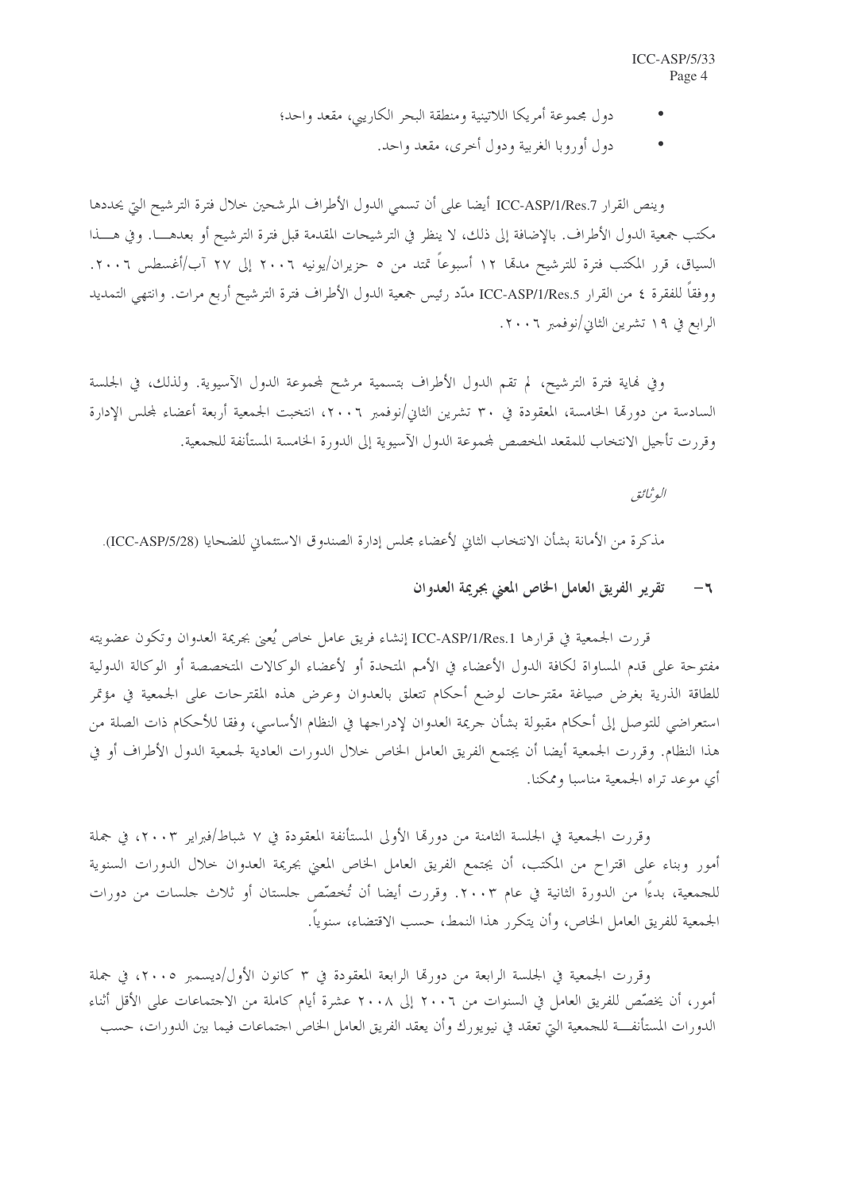- دول مجموعة أمريكا اللاتينية ومنطقة البحر الكاريبي، مقعد واحد؛
- دول أوروبا الغربية ودول أخرى، مقعد واحد.

وينص القرار ICC-ASP/1/Res.7 أيضا على أن تسمي الدول الأطراف المرشحين خلال فترة الترشيح التي يحددها مكتب جمعية الدول الأطراف. بالإضافة إلى ذلك، لا ينظر في الترشيحات المقدمة قبل فترة الترشيح أو بعدهـــا. وفي هـــذا السياق، قرر المكتب فترة للترشيح مدتها ١٢ أسبوعاً تمتد من ٥ حزيران/يونيه ٢٠٠٦ إلى ٢٧ آب/أغسطس ٢٠٠٦. ووفقاً للفقرة ٤ من القرار ICC-ASP/1/Res.5 مدّد رئيس جمعية الدول الأطراف فترة الترشيح أربع مرات. وانتهى التمديد الرابع في ١٩ تشرين الثاني/نوفمبر ٢٠٠٦.

وفي نهاية فترة الترشيح، لم تقم الدول الأطراف بتسمية مرشح لمجموعة الدول الآسيوية. ولذلك، في الجلسة السادسة من دورتها الخامسة، المعقودة في ٣٠ تشرين الثاني/نوفمبر ٢٠٠٦، انتخبت الجمعية أربعة أعضاء لمجلس الإدارة وقررت تأجيل الانتخاب للمقعد المخصص لمجموعة الدول الآسيوية إلى الدورة الخامسة المستأنفة للجمعية.

*الوثائق*

مذكرة من الأمانة بشأن الانتخاب الثاني لأعضاء مجلس إدارة الصندوق الاستئماني للضحايا (ICC-ASP/5/28).

### ٦- تقرير الفريق العامل الخاص المعني بجريمة العدوان

قررت الجمعية في قرارها ICC-ASP/1/Res.1 إنشاء فريق عامل خاص يُعنى بجريمة العدوان وتكون عضويته مفتوحة على قدم المساواة لكافة الدول الأعضاء في الأمم المتحدة أو لأعضاء الوكالات المتخصصة أو الوكالة الدولية للطاقة الذرية بغرض صياغة مقترحات لوضع أحكام تتعلق بالعدوان وعرض هذه المقترحات على الجمعية في مؤتمر استعراضي للتوصل إلى أحكام مقبولة بشأن جريمة العدوان لإدراجها في النظام الأساسي، وفقا للأحكام ذات الصلة من هذا النظام. وقررت الجمعية أيضا أن يجتمع الفريق العامل الخاص خلال الدورات العادية لجمعية الدول الأطراف أو في أي موعد تراه الجمعية مناسبا وممكنا.

وقررت الجمعية في الجلسة الثامنة من دورتها الأولى المستأنفة المعقودة في ٧ شباط/فبراير ٢٠٠٣، في جملة أمور وبناء على اقتراح من المكتب، أن يجتمع الفريق العامل الخاص المعني بجريمة العدوان خلال الدورات السنوية للجمعية، بدءاً من الدورة الثانية في عام ٢٠٠٣. وقررت أيضا أن تُخصّص جلستان أو ثلاث جلسات من دورات الجمعية للفريق العامل الخاص، وأن يتكرر هذا النمط، حسب الاقتضاء، سنوياً.

وقررت الجمعية في الجلسة الرابعة من دورتها الرابعة المعقودة في ٣ كانون الأول/ديسمبر ٢٠٠٥، في جملة أمور، أن يخصّص للفريق العامل في السنوات من ٢٠٠٦ إلى ٢٠٠٨ عشرة أيام كاملة من الاجتماعات على الأقل أثناء الدورات المستأنفـــة للجمعية التي تعقد في نيويورك وأن يعقد الفريق العامل الخاص اجتماعات فيما بين الدورات، حسب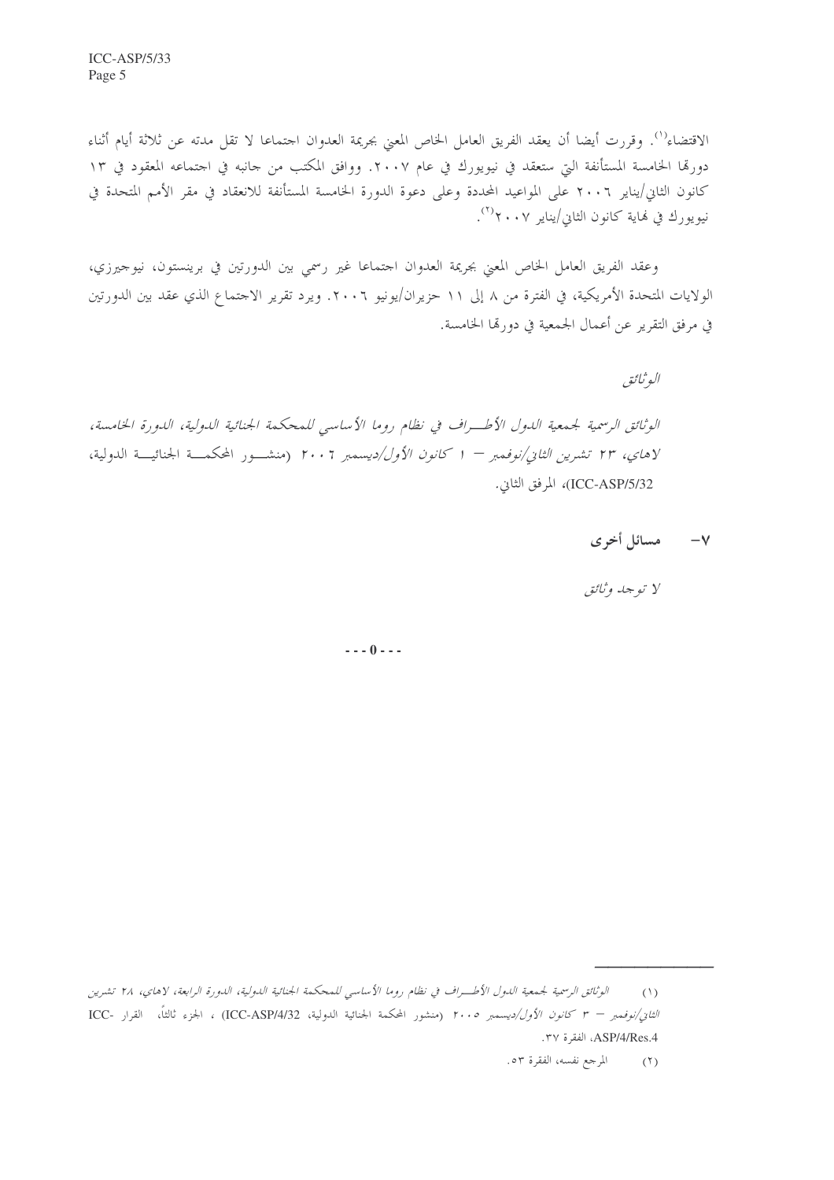الاقتضاء[1]. وقررت أيضا أن يعقد الفريق العامل الخاص المعني بجريمة العدوان اجتماعا لا تقل مدته عن ثلاثة أيام أثناء دورتها الخامسة المستأنفة التي ستعقد في نيويورك في عام ٢٠٠٧. ووافق المكتب من جانبه في اجتماعه المعقود في ١٣ كانون الثاني/يناير ٢٠٠٦ على المواعيد المحددة وعلى دعوة الدورة الخامسة المستأنفة للانعقاد في مقر الأمم المتحدة في نيويورك في نهاية كانون الثاني/يناير ٢٠٠٧[2].

وعقد الفريق العامل الخاص المعني بجريمة العدوان اجتماعا غير رسمي بين الدورتين في برينستون، نيوجيرزي، الولايات المتحدة الأمريكية، في الفترة من ٨ إلى ١١ حزيران/يونيو ٢٠٠٦. ويرد تقرير الاجتماع الذي عقد بين الدورتين في مرفق التقرير عن أعمال الجمعية في دورتها الخامسة.

*الوثائق*

*الوثائق الرسمية لجمعية الدول الأطراف في نظام روما الأساسي للمحكمة الجنائية الدولية، الدورة الخامسة، لاهاي، ٢٣ تشرين الثاني/نوفمبر – ١ كانون الأول/ديسمبر ٢٠٠٦* (منشور المحكمة الجنائية الدولية، ICC-ASP/5/32)، المرفق الثاني.

## ٧- مسائل أخرى

*لا توجد وثائق*

---0---

---

(١) *الوثائق الرسمية لجمعية الدول الأطراف في نظام روما الأساسي للمحكمة الجنائية الدولية، الدورة الرابعة، لاهاي، ٢٨ تشرين الثاني/نوفمبر – ٣ كانون الأول/ديسمبر ٢٠٠٥* (منشور المحكمة الجنائية الدولية، ICC-ASP/4/32) ، الجزء ثالثاً، القرار ICC-ASP/4/Res.4، الفقرة ٣٧.

(٢) المرجع نفسه، الفقرة ٥٣.